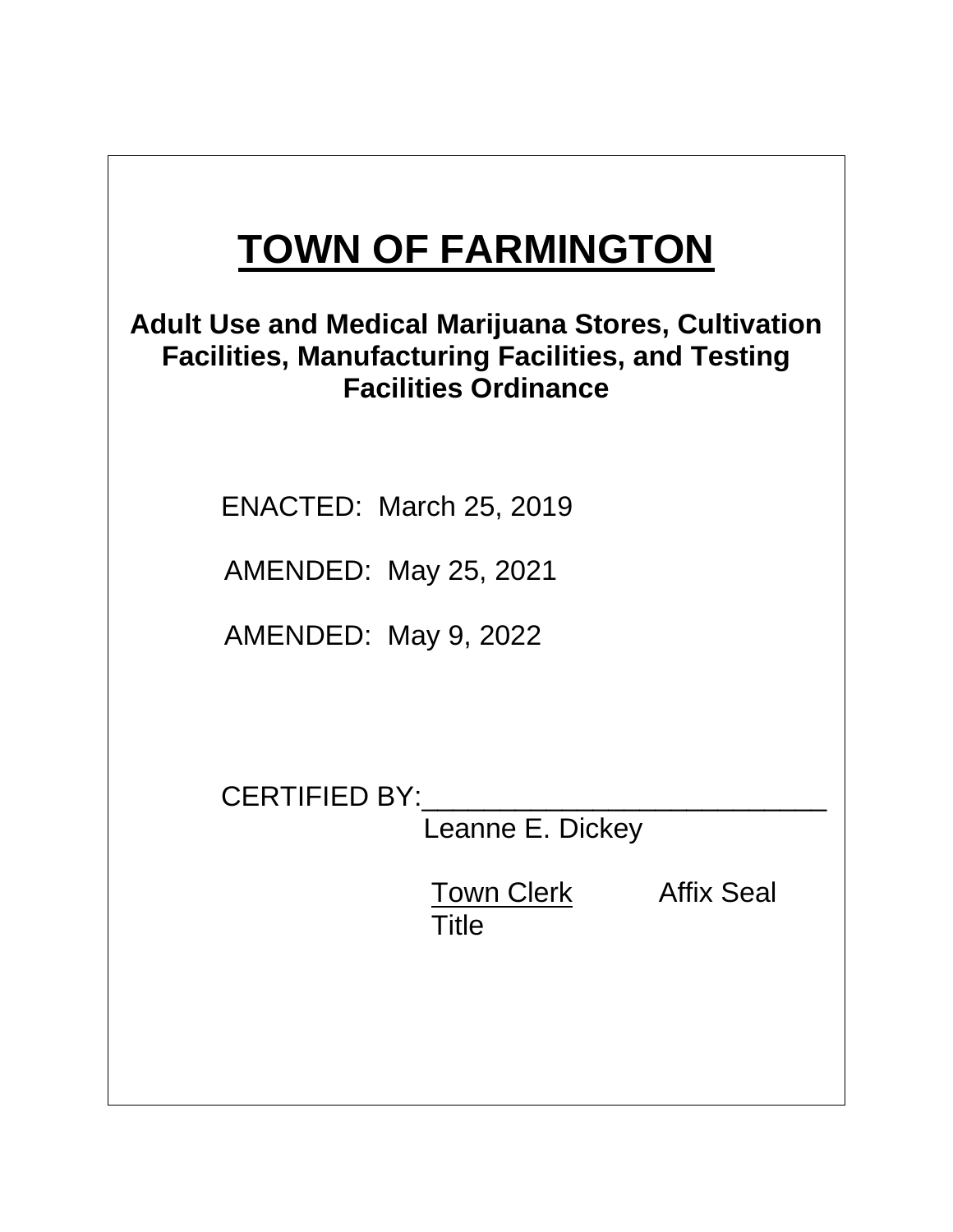# TOWN OF FARMINGTON

## Adult Use and Medical Marijuana Stores, Cultivation Facilities, Manufacturing Facilities, and Testing Facilities Ordinance

ENACTED: March 25, 2019

AMENDED: May 25, 2021

AMENDED: May 9, 2022

CERTIFIED BY:___________________________
Leanne E. Dickey

Town Clerk
Title

Affix Seal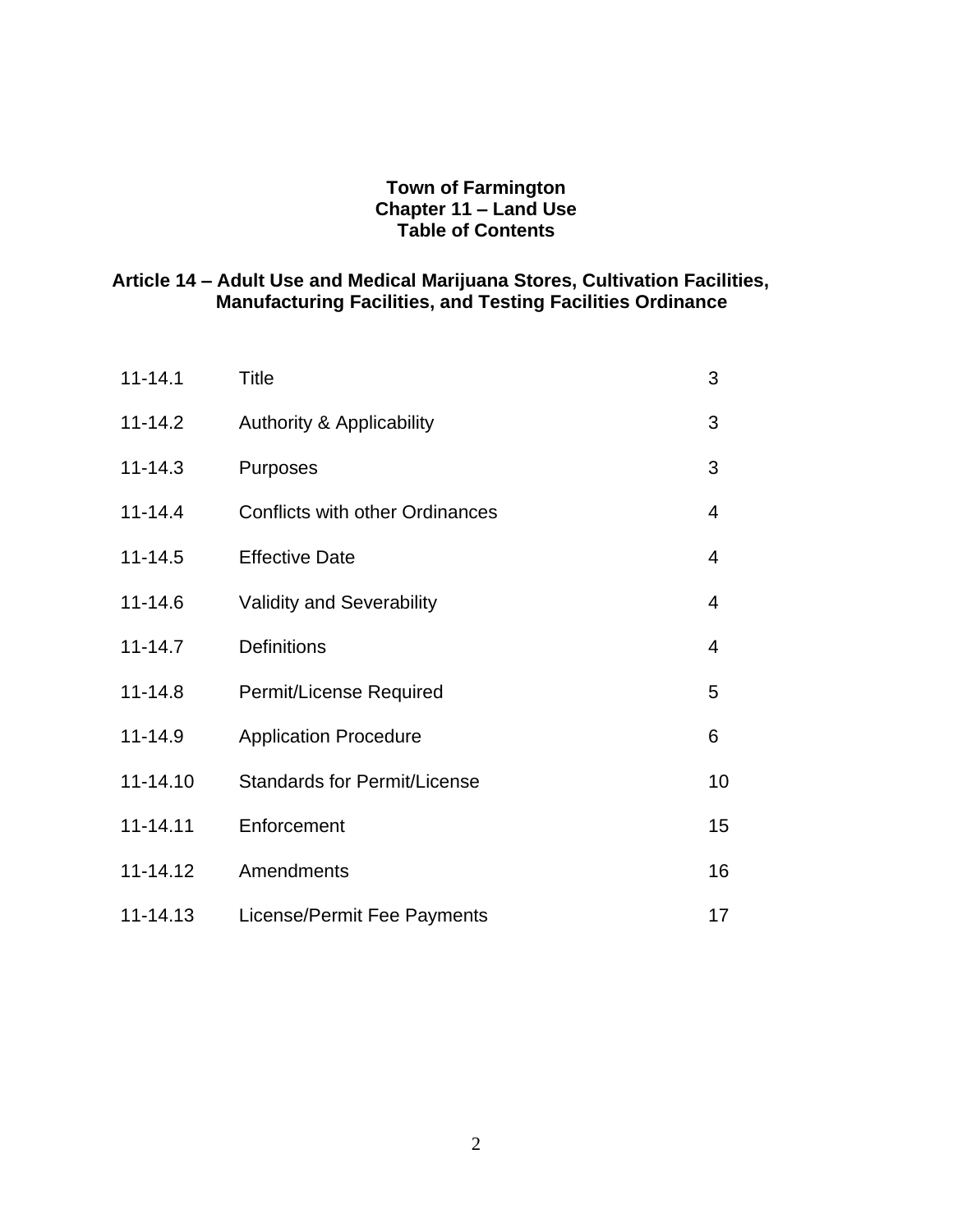**Town of Farmington**
**Chapter 11 – Land Use**
**Table of Contents**

## Article 14 – Adult Use and Medical Marijuana Stores, Cultivation Facilities, Manufacturing Facilities, and Testing Facilities Ordinance

| | | |
|---|---|---|
| 11-14.1 | Title | 3 |
| 11-14.2 | Authority & Applicability | 3 |
| 11-14.3 | Purposes | 3 |
| 11-14.4 | Conflicts with other Ordinances | 4 |
| 11-14.5 | Effective Date | 4 |
| 11-14.6 | Validity and Severability | 4 |
| 11-14.7 | Definitions | 4 |
| 11-14.8 | Permit/License Required | 5 |
| 11-14.9 | Application Procedure | 6 |
| 11-14.10 | Standards for Permit/License | 10 |
| 11-14.11 | Enforcement | 15 |
| 11-14.12 | Amendments | 16 |
| 11-14.13 | License/Permit Fee Payments | 17 |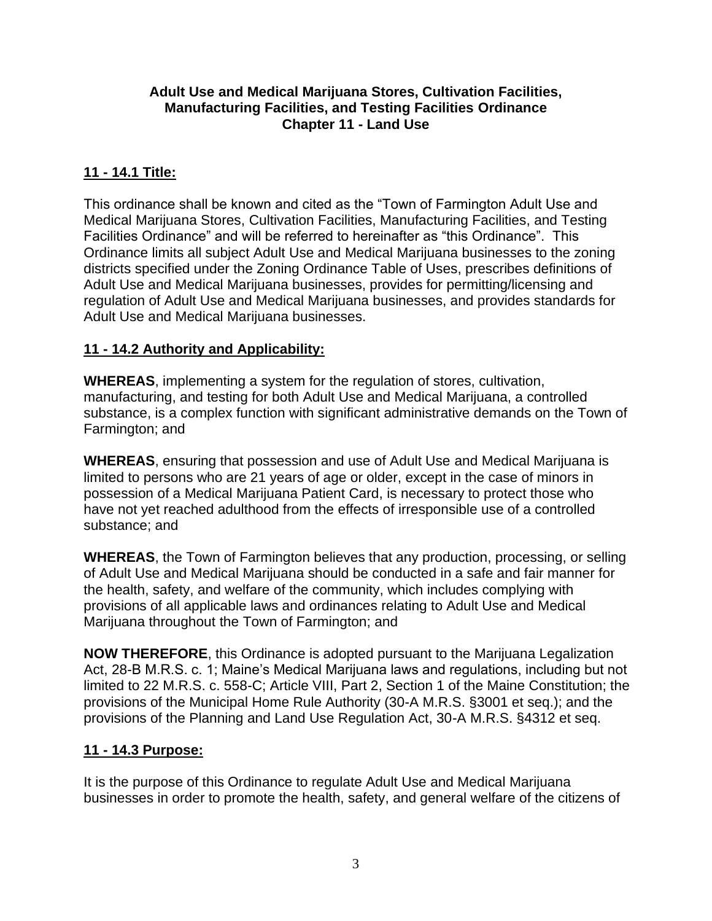**Adult Use and Medical Marijuana Stores, Cultivation Facilities, Manufacturing Facilities, and Testing Facilities Ordinance**
**Chapter 11 - Land Use**

## 11 - 14.1 Title:

This ordinance shall be known and cited as the "Town of Farmington Adult Use and Medical Marijuana Stores, Cultivation Facilities, Manufacturing Facilities, and Testing Facilities Ordinance" and will be referred to hereinafter as "this Ordinance". This Ordinance limits all subject Adult Use and Medical Marijuana businesses to the zoning districts specified under the Zoning Ordinance Table of Uses, prescribes definitions of Adult Use and Medical Marijuana businesses, provides for permitting/licensing and regulation of Adult Use and Medical Marijuana businesses, and provides standards for Adult Use and Medical Marijuana businesses.

## 11 - 14.2 Authority and Applicability:

**WHEREAS**, implementing a system for the regulation of stores, cultivation, manufacturing, and testing for both Adult Use and Medical Marijuana, a controlled substance, is a complex function with significant administrative demands on the Town of Farmington; and

**WHEREAS**, ensuring that possession and use of Adult Use and Medical Marijuana is limited to persons who are 21 years of age or older, except in the case of minors in possession of a Medical Marijuana Patient Card, is necessary to protect those who have not yet reached adulthood from the effects of irresponsible use of a controlled substance; and

**WHEREAS**, the Town of Farmington believes that any production, processing, or selling of Adult Use and Medical Marijuana should be conducted in a safe and fair manner for the health, safety, and welfare of the community, which includes complying with provisions of all applicable laws and ordinances relating to Adult Use and Medical Marijuana throughout the Town of Farmington; and

**NOW THEREFORE**, this Ordinance is adopted pursuant to the Marijuana Legalization Act, 28-B M.R.S. c. 1; Maine's Medical Marijuana laws and regulations, including but not limited to 22 M.R.S. c. 558-C; Article VIII, Part 2, Section 1 of the Maine Constitution; the provisions of the Municipal Home Rule Authority (30-A M.R.S. §3001 et seq.); and the provisions of the Planning and Land Use Regulation Act, 30-A M.R.S. §4312 et seq.

## 11 - 14.3 Purpose:

It is the purpose of this Ordinance to regulate Adult Use and Medical Marijuana businesses in order to promote the health, safety, and general welfare of the citizens of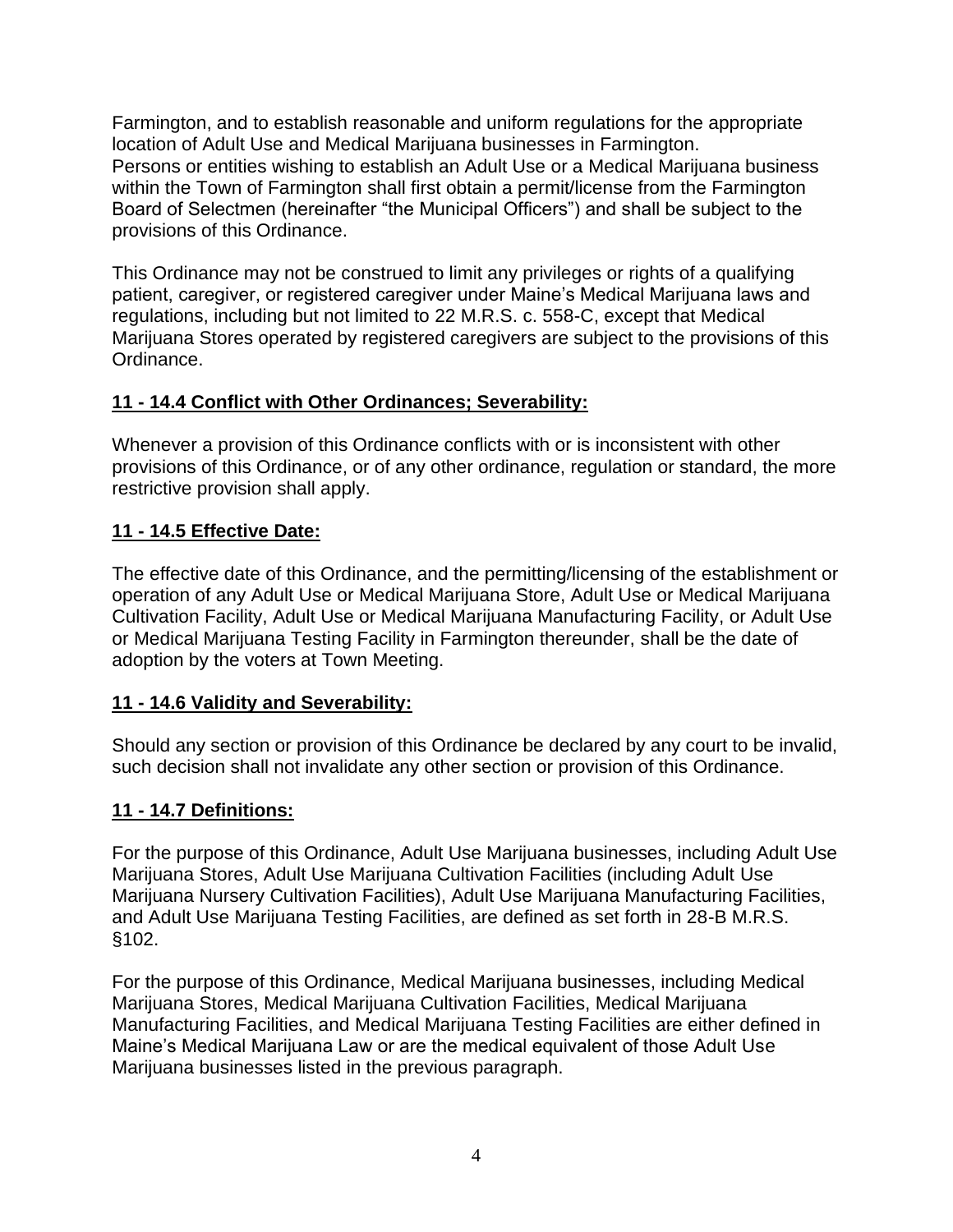Farmington, and to establish reasonable and uniform regulations for the appropriate location of Adult Use and Medical Marijuana businesses in Farmington.
Persons or entities wishing to establish an Adult Use or a Medical Marijuana business within the Town of Farmington shall first obtain a permit/license from the Farmington Board of Selectmen (hereinafter "the Municipal Officers") and shall be subject to the provisions of this Ordinance.

This Ordinance may not be construed to limit any privileges or rights of a qualifying patient, caregiver, or registered caregiver under Maine's Medical Marijuana laws and regulations, including but not limited to 22 M.R.S. c. 558-C, except that Medical Marijuana Stores operated by registered caregivers are subject to the provisions of this Ordinance.

## 11 - 14.4 Conflict with Other Ordinances; Severability:

Whenever a provision of this Ordinance conflicts with or is inconsistent with other provisions of this Ordinance, or of any other ordinance, regulation or standard, the more restrictive provision shall apply.

## 11 - 14.5 Effective Date:

The effective date of this Ordinance, and the permitting/licensing of the establishment or operation of any Adult Use or Medical Marijuana Store, Adult Use or Medical Marijuana Cultivation Facility, Adult Use or Medical Marijuana Manufacturing Facility, or Adult Use or Medical Marijuana Testing Facility in Farmington thereunder, shall be the date of adoption by the voters at Town Meeting.

## 11 - 14.6 Validity and Severability:

Should any section or provision of this Ordinance be declared by any court to be invalid, such decision shall not invalidate any other section or provision of this Ordinance.

## 11 - 14.7 Definitions:

For the purpose of this Ordinance, Adult Use Marijuana businesses, including Adult Use Marijuana Stores, Adult Use Marijuana Cultivation Facilities (including Adult Use Marijuana Nursery Cultivation Facilities), Adult Use Marijuana Manufacturing Facilities, and Adult Use Marijuana Testing Facilities, are defined as set forth in 28-B M.R.S. §102.

For the purpose of this Ordinance, Medical Marijuana businesses, including Medical Marijuana Stores, Medical Marijuana Cultivation Facilities, Medical Marijuana Manufacturing Facilities, and Medical Marijuana Testing Facilities are either defined in Maine's Medical Marijuana Law or are the medical equivalent of those Adult Use Marijuana businesses listed in the previous paragraph.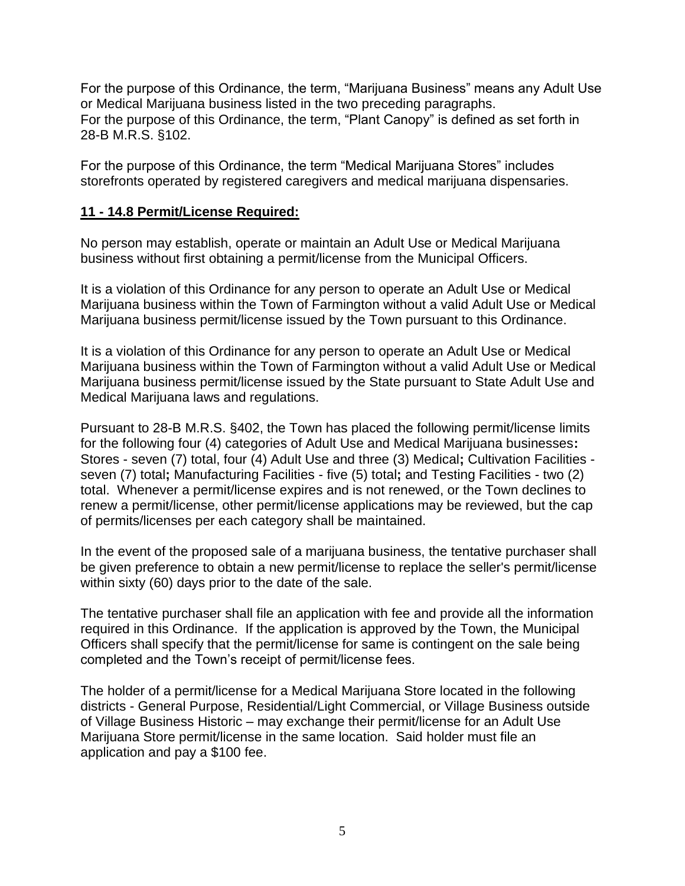For the purpose of this Ordinance, the term, "Marijuana Business" means any Adult Use or Medical Marijuana business listed in the two preceding paragraphs.
For the purpose of this Ordinance, the term, "Plant Canopy" is defined as set forth in 28-B M.R.S. §102.

For the purpose of this Ordinance, the term "Medical Marijuana Stores" includes storefronts operated by registered caregivers and medical marijuana dispensaries.

**11 - 14.8 Permit/License Required:**

No person may establish, operate or maintain an Adult Use or Medical Marijuana business without first obtaining a permit/license from the Municipal Officers.

It is a violation of this Ordinance for any person to operate an Adult Use or Medical Marijuana business within the Town of Farmington without a valid Adult Use or Medical Marijuana business permit/license issued by the Town pursuant to this Ordinance.

It is a violation of this Ordinance for any person to operate an Adult Use or Medical Marijuana business within the Town of Farmington without a valid Adult Use or Medical Marijuana business permit/license issued by the State pursuant to State Adult Use and Medical Marijuana laws and regulations.

Pursuant to 28-B M.R.S. §402, the Town has placed the following permit/license limits for the following four (4) categories of Adult Use and Medical Marijuana businesses**:** Stores - seven (7) total, four (4) Adult Use and three (3) Medical**;** Cultivation Facilities - seven (7) total**;** Manufacturing Facilities - five (5) total**;** and Testing Facilities - two (2) total. Whenever a permit/license expires and is not renewed, or the Town declines to renew a permit/license, other permit/license applications may be reviewed, but the cap of permits/licenses per each category shall be maintained.

In the event of the proposed sale of a marijuana business, the tentative purchaser shall be given preference to obtain a new permit/license to replace the seller's permit/license within sixty (60) days prior to the date of the sale.

The tentative purchaser shall file an application with fee and provide all the information required in this Ordinance. If the application is approved by the Town, the Municipal Officers shall specify that the permit/license for same is contingent on the sale being completed and the Town's receipt of permit/license fees.

The holder of a permit/license for a Medical Marijuana Store located in the following districts - General Purpose, Residential/Light Commercial, or Village Business outside of Village Business Historic – may exchange their permit/license for an Adult Use Marijuana Store permit/license in the same location. Said holder must file an application and pay a $100 fee.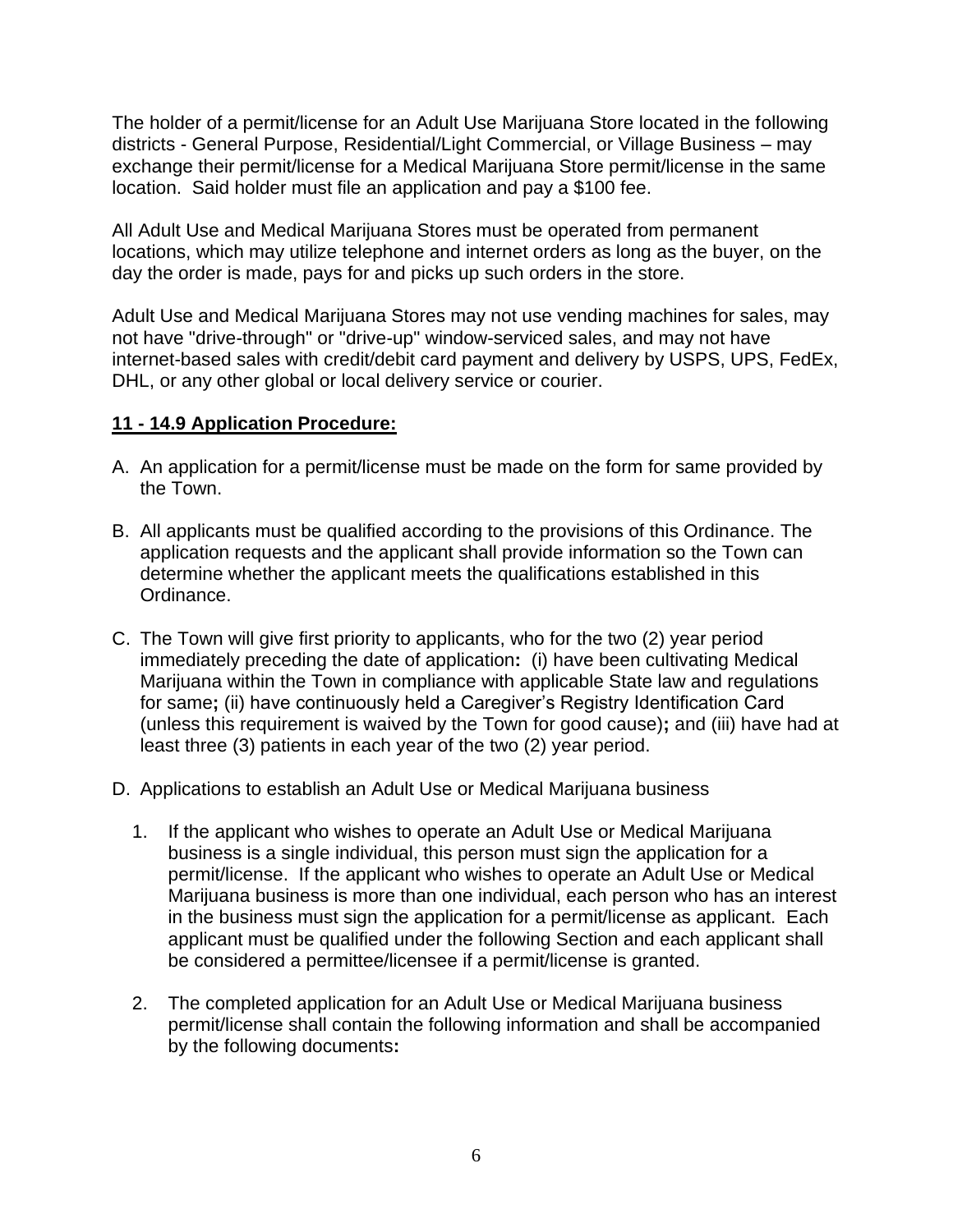The holder of a permit/license for an Adult Use Marijuana Store located in the following districts - General Purpose, Residential/Light Commercial, or Village Business – may exchange their permit/license for a Medical Marijuana Store permit/license in the same location. Said holder must file an application and pay a $100 fee.

All Adult Use and Medical Marijuana Stores must be operated from permanent locations, which may utilize telephone and internet orders as long as the buyer, on the day the order is made, pays for and picks up such orders in the store.

Adult Use and Medical Marijuana Stores may not use vending machines for sales, may not have "drive-through" or "drive-up" window-serviced sales, and may not have internet-based sales with credit/debit card payment and delivery by USPS, UPS, FedEx, DHL, or any other global or local delivery service or courier.

**11 - 14.9 Application Procedure:**

A. An application for a permit/license must be made on the form for same provided by the Town.

B. All applicants must be qualified according to the provisions of this Ordinance. The application requests and the applicant shall provide information so the Town can determine whether the applicant meets the qualifications established in this Ordinance.

C. The Town will give first priority to applicants, who for the two (2) year period immediately preceding the date of application**:** (i) have been cultivating Medical Marijuana within the Town in compliance with applicable State law and regulations for same**;** (ii) have continuously held a Caregiver's Registry Identification Card (unless this requirement is waived by the Town for good cause)**;** and (iii) have had at least three (3) patients in each year of the two (2) year period.

D. Applications to establish an Adult Use or Medical Marijuana business

   1. If the applicant who wishes to operate an Adult Use or Medical Marijuana business is a single individual, this person must sign the application for a permit/license. If the applicant who wishes to operate an Adult Use or Medical Marijuana business is more than one individual, each person who has an interest in the business must sign the application for a permit/license as applicant. Each applicant must be qualified under the following Section and each applicant shall be considered a permittee/licensee if a permit/license is granted.

   2. The completed application for an Adult Use or Medical Marijuana business permit/license shall contain the following information and shall be accompanied by the following documents**:**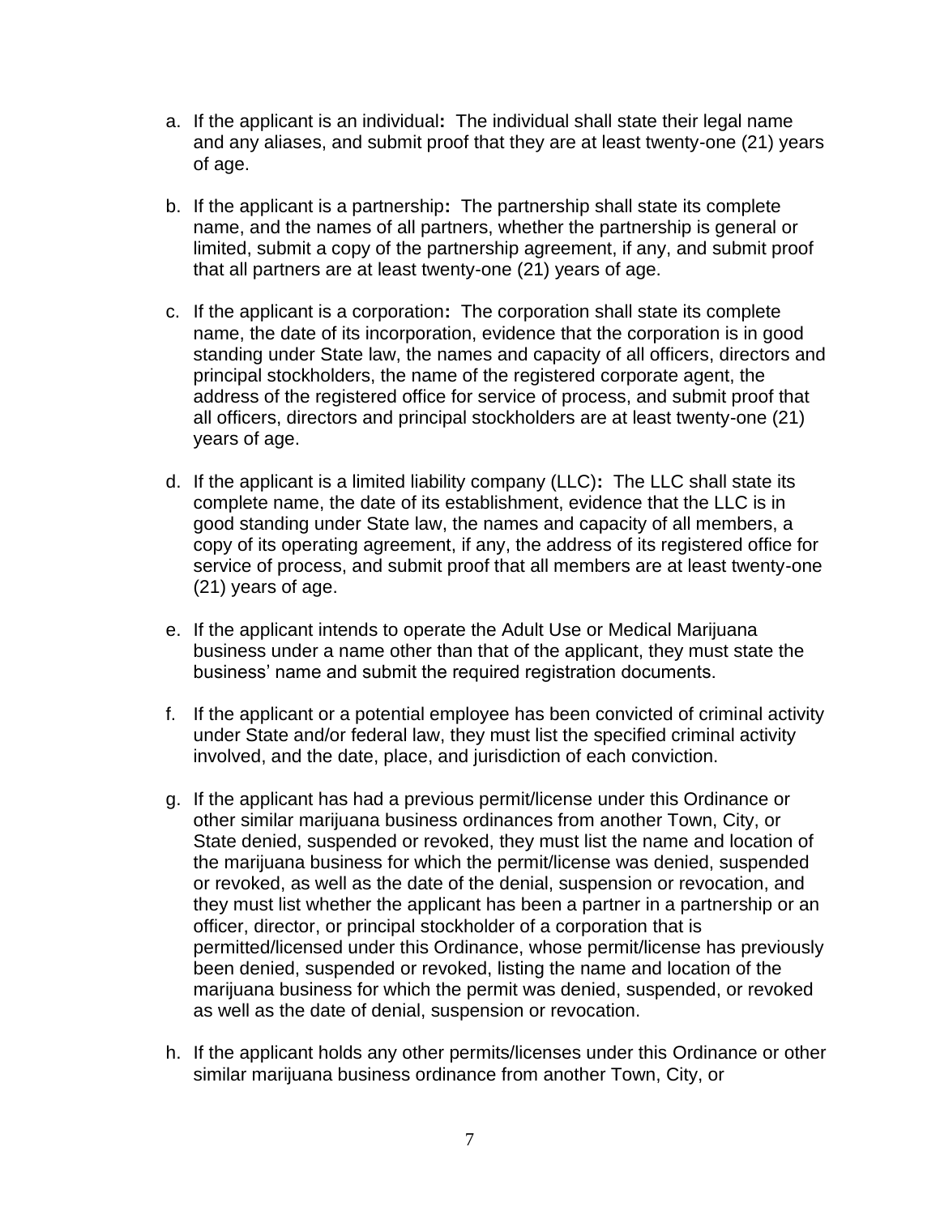a. If the applicant is an individual**:** The individual shall state their legal name and any aliases, and submit proof that they are at least twenty-one (21) years of age.

b. If the applicant is a partnership**:** The partnership shall state its complete name, and the names of all partners, whether the partnership is general or limited, submit a copy of the partnership agreement, if any, and submit proof that all partners are at least twenty-one (21) years of age.

c. If the applicant is a corporation**:** The corporation shall state its complete name, the date of its incorporation, evidence that the corporation is in good standing under State law, the names and capacity of all officers, directors and principal stockholders, the name of the registered corporate agent, the address of the registered office for service of process, and submit proof that all officers, directors and principal stockholders are at least twenty-one (21) years of age.

d. If the applicant is a limited liability company (LLC)**:** The LLC shall state its complete name, the date of its establishment, evidence that the LLC is in good standing under State law, the names and capacity of all members, a copy of its operating agreement, if any, the address of its registered office for service of process, and submit proof that all members are at least twenty-one (21) years of age.

e. If the applicant intends to operate the Adult Use or Medical Marijuana business under a name other than that of the applicant, they must state the business' name and submit the required registration documents.

f. If the applicant or a potential employee has been convicted of criminal activity under State and/or federal law, they must list the specified criminal activity involved, and the date, place, and jurisdiction of each conviction.

g. If the applicant has had a previous permit/license under this Ordinance or other similar marijuana business ordinances from another Town, City, or State denied, suspended or revoked, they must list the name and location of the marijuana business for which the permit/license was denied, suspended or revoked, as well as the date of the denial, suspension or revocation, and they must list whether the applicant has been a partner in a partnership or an officer, director, or principal stockholder of a corporation that is permitted/licensed under this Ordinance, whose permit/license has previously been denied, suspended or revoked, listing the name and location of the marijuana business for which the permit was denied, suspended, or revoked as well as the date of denial, suspension or revocation.

h. If the applicant holds any other permits/licenses under this Ordinance or other similar marijuana business ordinance from another Town, City, or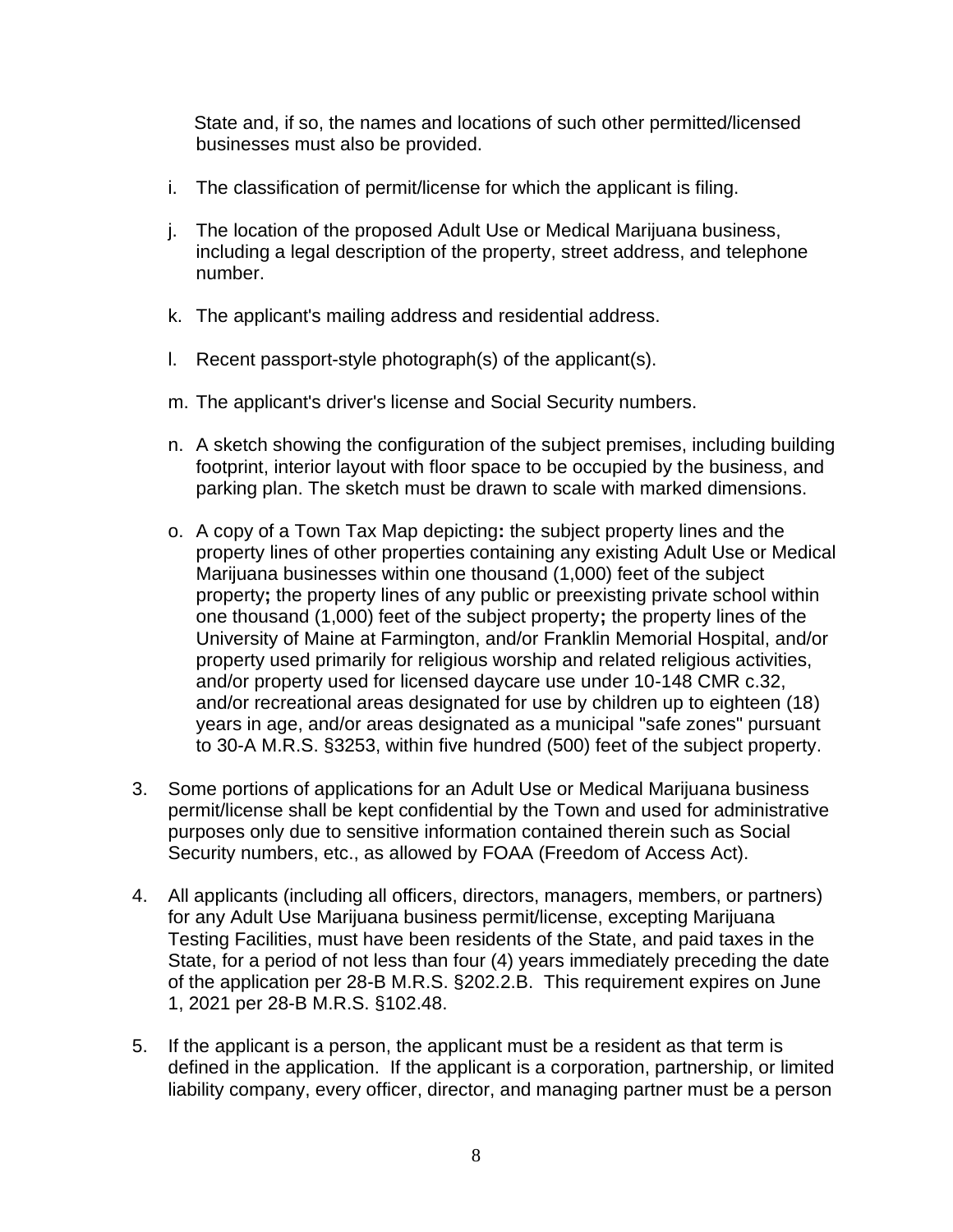State and, if so, the names and locations of such other permitted/licensed businesses must also be provided.

i. The classification of permit/license for which the applicant is filing.

j. The location of the proposed Adult Use or Medical Marijuana business, including a legal description of the property, street address, and telephone number.

k. The applicant's mailing address and residential address.

l. Recent passport-style photograph(s) of the applicant(s).

m. The applicant's driver's license and Social Security numbers.

n. A sketch showing the configuration of the subject premises, including building footprint, interior layout with floor space to be occupied by the business, and parking plan. The sketch must be drawn to scale with marked dimensions.

o. A copy of a Town Tax Map depicting**:** the subject property lines and the property lines of other properties containing any existing Adult Use or Medical Marijuana businesses within one thousand (1,000) feet of the subject property**;** the property lines of any public or preexisting private school within one thousand (1,000) feet of the subject property**;** the property lines of the University of Maine at Farmington, and/or Franklin Memorial Hospital, and/or property used primarily for religious worship and related religious activities, and/or property used for licensed daycare use under 10-148 CMR c.32, and/or recreational areas designated for use by children up to eighteen (18) years in age, and/or areas designated as a municipal "safe zones" pursuant to 30-A M.R.S. §3253, within five hundred (500) feet of the subject property.

3. Some portions of applications for an Adult Use or Medical Marijuana business permit/license shall be kept confidential by the Town and used for administrative purposes only due to sensitive information contained therein such as Social Security numbers, etc., as allowed by FOAA (Freedom of Access Act).

4. All applicants (including all officers, directors, managers, members, or partners) for any Adult Use Marijuana business permit/license, excepting Marijuana Testing Facilities, must have been residents of the State, and paid taxes in the State, for a period of not less than four (4) years immediately preceding the date of the application per 28-B M.R.S. §202.2.B. This requirement expires on June 1, 2021 per 28-B M.R.S. §102.48.

5. If the applicant is a person, the applicant must be a resident as that term is defined in the application. If the applicant is a corporation, partnership, or limited liability company, every officer, director, and managing partner must be a person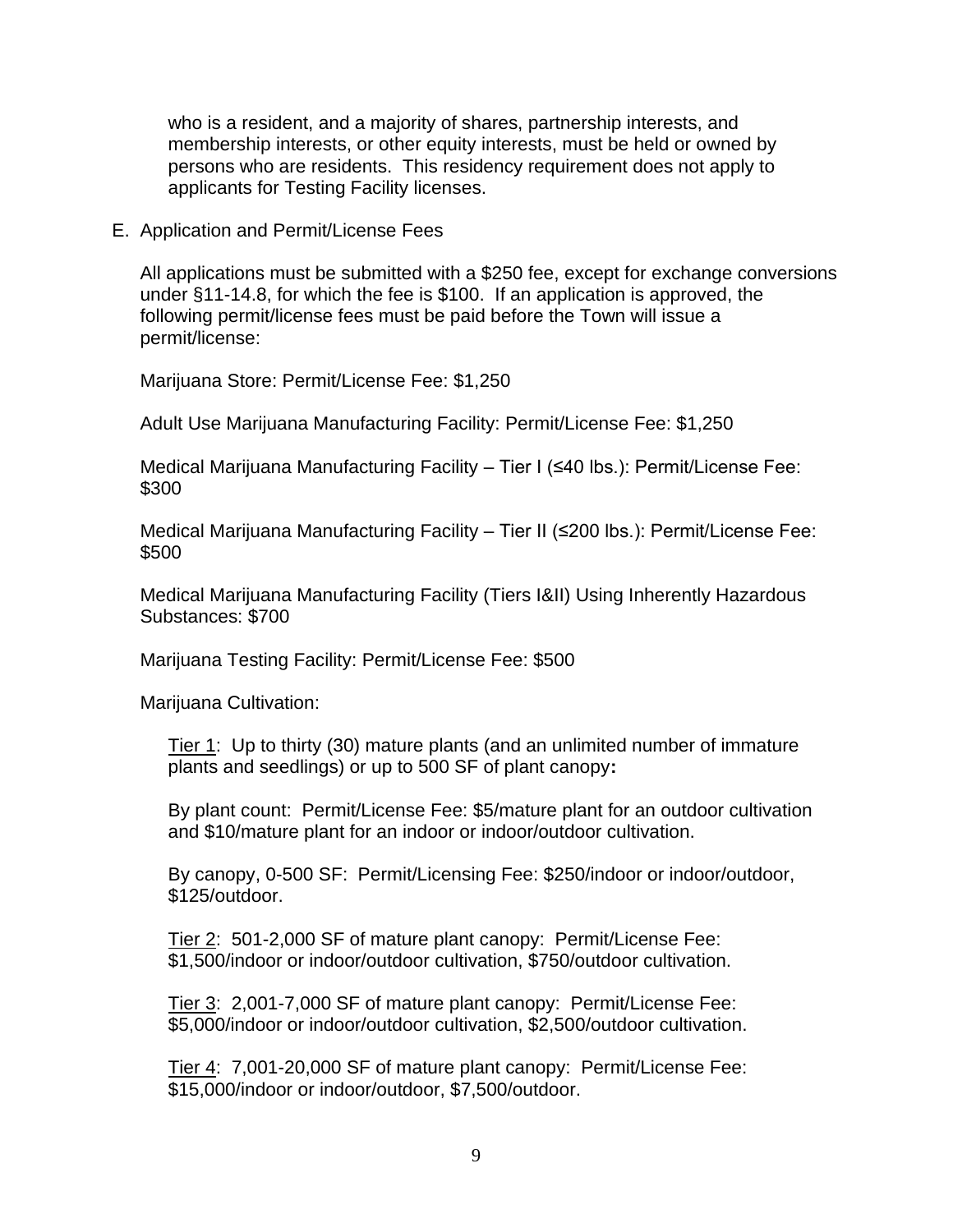who is a resident, and a majority of shares, partnership interests, and membership interests, or other equity interests, must be held or owned by persons who are residents. This residency requirement does not apply to applicants for Testing Facility licenses.

E. Application and Permit/License Fees

All applications must be submitted with a $250 fee, except for exchange conversions under §11-14.8, for which the fee is $100. If an application is approved, the following permit/license fees must be paid before the Town will issue a permit/license:

Marijuana Store: Permit/License Fee: $1,250

Adult Use Marijuana Manufacturing Facility: Permit/License Fee: $1,250

Medical Marijuana Manufacturing Facility – Tier I (≤40 lbs.): Permit/License Fee: $300

Medical Marijuana Manufacturing Facility – Tier II (≤200 lbs.): Permit/License Fee: $500

Medical Marijuana Manufacturing Facility (Tiers I&II) Using Inherently Hazardous Substances: $700

Marijuana Testing Facility: Permit/License Fee: $500

Marijuana Cultivation:

Tier 1: Up to thirty (30) mature plants (and an unlimited number of immature plants and seedlings) or up to 500 SF of plant canopy**:**

By plant count: Permit/License Fee: $5/mature plant for an outdoor cultivation and $10/mature plant for an indoor or indoor/outdoor cultivation.

By canopy, 0-500 SF: Permit/Licensing Fee: $250/indoor or indoor/outdoor, $125/outdoor.

Tier 2: 501-2,000 SF of mature plant canopy: Permit/License Fee: $1,500/indoor or indoor/outdoor cultivation, $750/outdoor cultivation.

Tier 3: 2,001-7,000 SF of mature plant canopy: Permit/License Fee: $5,000/indoor or indoor/outdoor cultivation, $2,500/outdoor cultivation.

Tier 4: 7,001-20,000 SF of mature plant canopy: Permit/License Fee: $15,000/indoor or indoor/outdoor, $7,500/outdoor.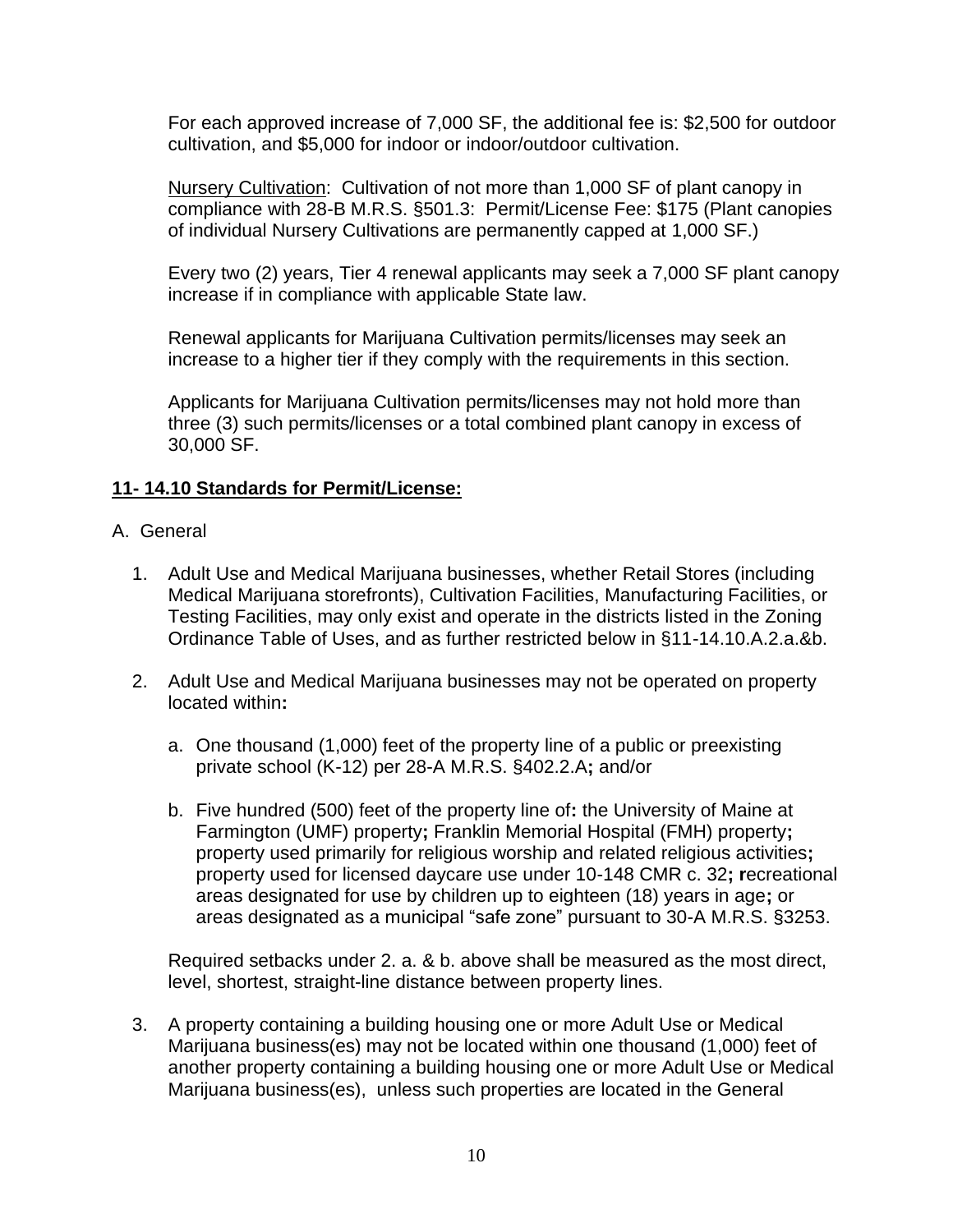For each approved increase of 7,000 SF, the additional fee is: $2,500 for outdoor cultivation, and $5,000 for indoor or indoor/outdoor cultivation.

Nursery Cultivation: Cultivation of not more than 1,000 SF of plant canopy in compliance with 28-B M.R.S. §501.3: Permit/License Fee: $175 (Plant canopies of individual Nursery Cultivations are permanently capped at 1,000 SF.)

Every two (2) years, Tier 4 renewal applicants may seek a 7,000 SF plant canopy increase if in compliance with applicable State law.

Renewal applicants for Marijuana Cultivation permits/licenses may seek an increase to a higher tier if they comply with the requirements in this section.

Applicants for Marijuana Cultivation permits/licenses may not hold more than three (3) such permits/licenses or a total combined plant canopy in excess of 30,000 SF.

## 11- 14.10 Standards for Permit/License:

A. General

1. Adult Use and Medical Marijuana businesses, whether Retail Stores (including Medical Marijuana storefronts), Cultivation Facilities, Manufacturing Facilities, or Testing Facilities, may only exist and operate in the districts listed in the Zoning Ordinance Table of Uses, and as further restricted below in §11-14.10.A.2.a.&b.

2. Adult Use and Medical Marijuana businesses may not be operated on property located within**:**

   a. One thousand (1,000) feet of the property line of a public or preexisting private school (K-12) per 28-A M.R.S. §402.2.A**;** and/or

   b. Five hundred (500) feet of the property line of**:** the University of Maine at Farmington (UMF) property**;** Franklin Memorial Hospital (FMH) property**;** property used primarily for religious worship and related religious activities**;** property used for licensed daycare use under 10-148 CMR c. 32**; r**ecreational areas designated for use by children up to eighteen (18) years in age**;** or areas designated as a municipal "safe zone" pursuant to 30-A M.R.S. §3253.

   Required setbacks under 2. a. & b. above shall be measured as the most direct, level, shortest, straight-line distance between property lines.

3. A property containing a building housing one or more Adult Use or Medical Marijuana business(es) may not be located within one thousand (1,000) feet of another property containing a building housing one or more Adult Use or Medical Marijuana business(es), unless such properties are located in the General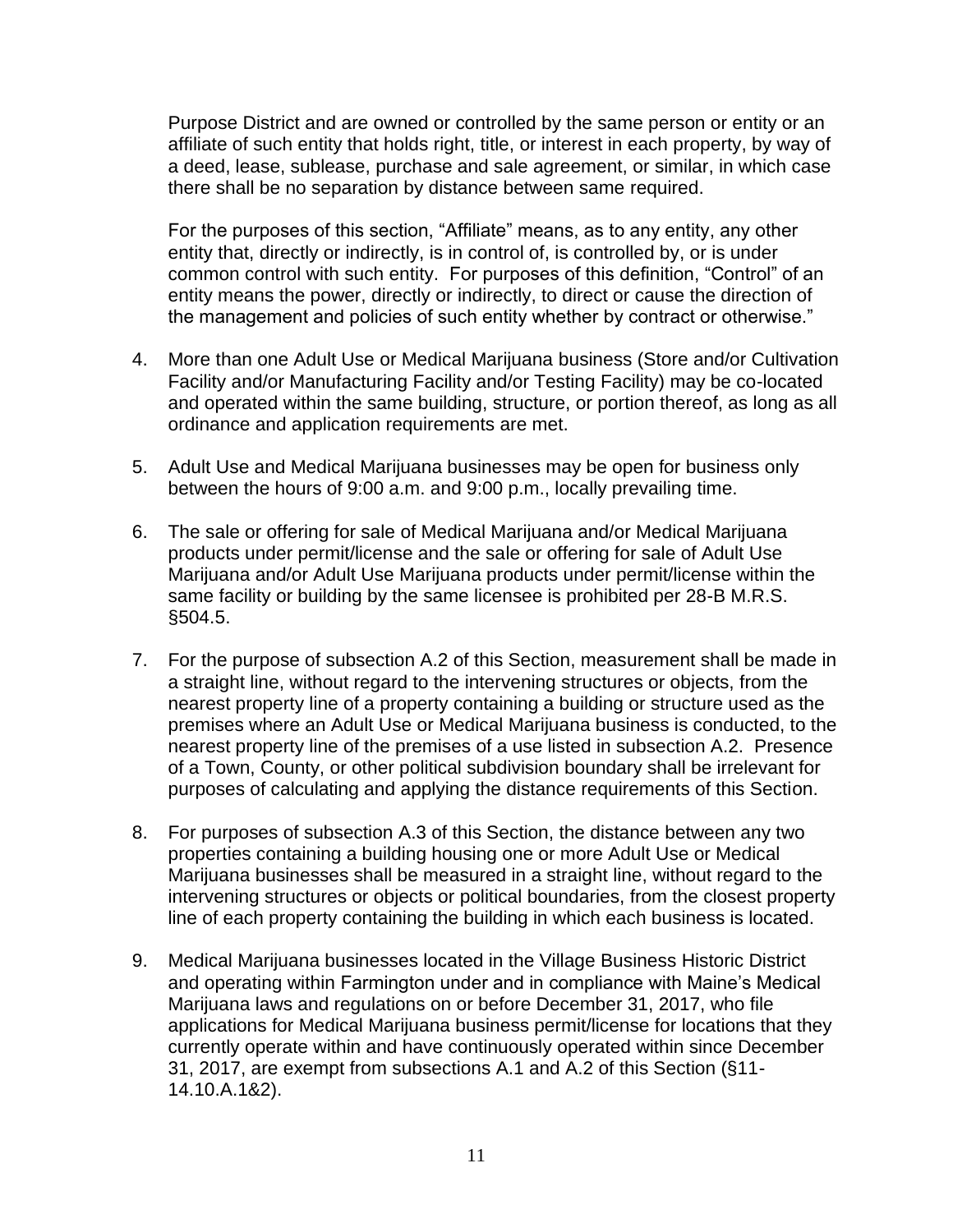Purpose District and are owned or controlled by the same person or entity or an affiliate of such entity that holds right, title, or interest in each property, by way of a deed, lease, sublease, purchase and sale agreement, or similar, in which case there shall be no separation by distance between same required.

For the purposes of this section, "Affiliate" means, as to any entity, any other entity that, directly or indirectly, is in control of, is controlled by, or is under common control with such entity. For purposes of this definition, "Control" of an entity means the power, directly or indirectly, to direct or cause the direction of the management and policies of such entity whether by contract or otherwise."

4. More than one Adult Use or Medical Marijuana business (Store and/or Cultivation Facility and/or Manufacturing Facility and/or Testing Facility) may be co-located and operated within the same building, structure, or portion thereof, as long as all ordinance and application requirements are met.

5. Adult Use and Medical Marijuana businesses may be open for business only between the hours of 9:00 a.m. and 9:00 p.m., locally prevailing time.

6. The sale or offering for sale of Medical Marijuana and/or Medical Marijuana products under permit/license and the sale or offering for sale of Adult Use Marijuana and/or Adult Use Marijuana products under permit/license within the same facility or building by the same licensee is prohibited per 28-B M.R.S. §504.5.

7. For the purpose of subsection A.2 of this Section, measurement shall be made in a straight line, without regard to the intervening structures or objects, from the nearest property line of a property containing a building or structure used as the premises where an Adult Use or Medical Marijuana business is conducted, to the nearest property line of the premises of a use listed in subsection A.2. Presence of a Town, County, or other political subdivision boundary shall be irrelevant for purposes of calculating and applying the distance requirements of this Section.

8. For purposes of subsection A.3 of this Section, the distance between any two properties containing a building housing one or more Adult Use or Medical Marijuana businesses shall be measured in a straight line, without regard to the intervening structures or objects or political boundaries, from the closest property line of each property containing the building in which each business is located.

9. Medical Marijuana businesses located in the Village Business Historic District and operating within Farmington under and in compliance with Maine's Medical Marijuana laws and regulations on or before December 31, 2017, who file applications for Medical Marijuana business permit/license for locations that they currently operate within and have continuously operated within since December 31, 2017, are exempt from subsections A.1 and A.2 of this Section (§11-14.10.A.1&2).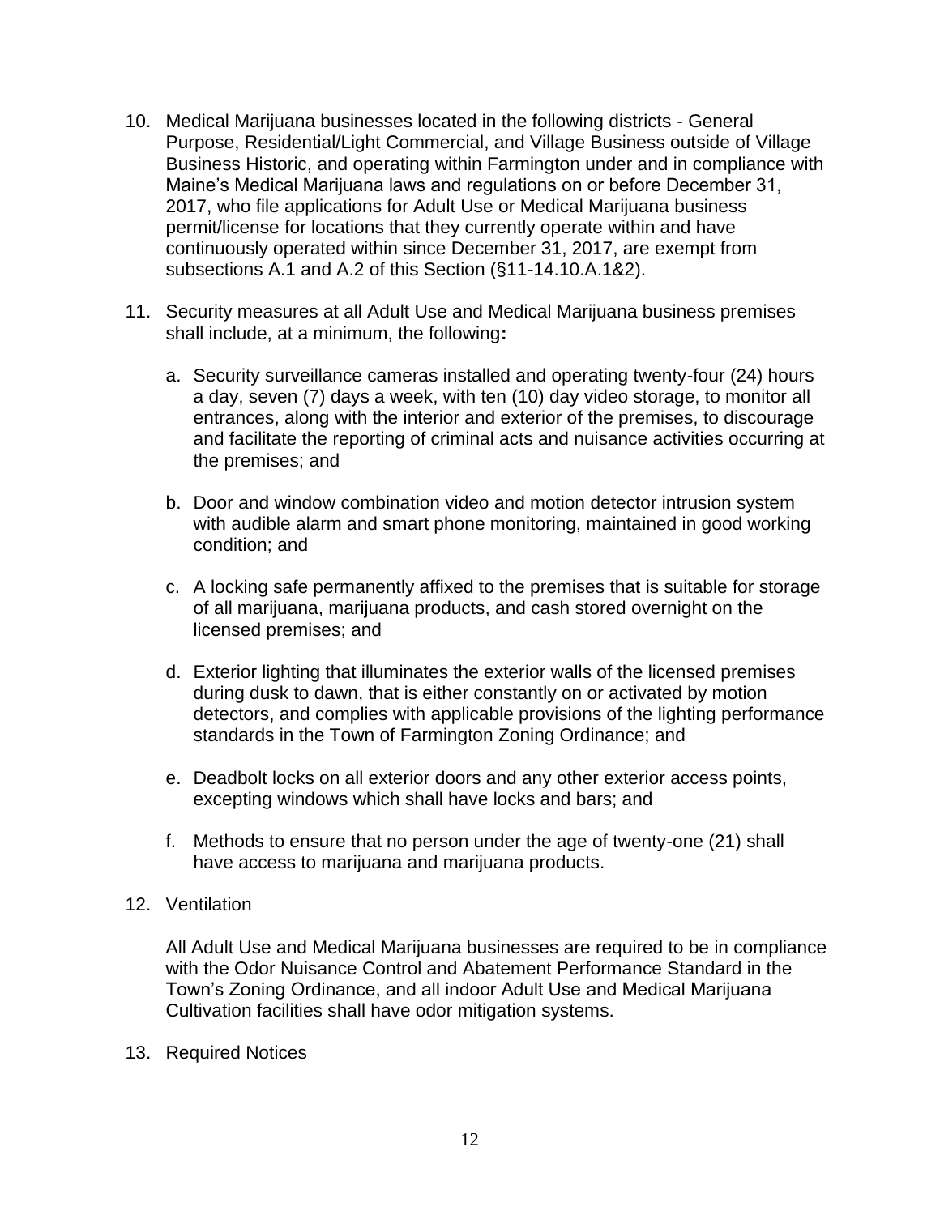10. Medical Marijuana businesses located in the following districts - General Purpose, Residential/Light Commercial, and Village Business outside of Village Business Historic, and operating within Farmington under and in compliance with Maine's Medical Marijuana laws and regulations on or before December 31, 2017, who file applications for Adult Use or Medical Marijuana business permit/license for locations that they currently operate within and have continuously operated within since December 31, 2017, are exempt from subsections A.1 and A.2 of this Section (§11-14.10.A.1&2).

11. Security measures at all Adult Use and Medical Marijuana business premises shall include, at a minimum, the following**:**

    a. Security surveillance cameras installed and operating twenty-four (24) hours a day, seven (7) days a week, with ten (10) day video storage, to monitor all entrances, along with the interior and exterior of the premises, to discourage and facilitate the reporting of criminal acts and nuisance activities occurring at the premises; and

    b. Door and window combination video and motion detector intrusion system with audible alarm and smart phone monitoring, maintained in good working condition; and

    c. A locking safe permanently affixed to the premises that is suitable for storage of all marijuana, marijuana products, and cash stored overnight on the licensed premises; and

    d. Exterior lighting that illuminates the exterior walls of the licensed premises during dusk to dawn, that is either constantly on or activated by motion detectors, and complies with applicable provisions of the lighting performance standards in the Town of Farmington Zoning Ordinance; and

    e. Deadbolt locks on all exterior doors and any other exterior access points, excepting windows which shall have locks and bars; and

    f. Methods to ensure that no person under the age of twenty-one (21) shall have access to marijuana and marijuana products.

12. Ventilation

    All Adult Use and Medical Marijuana businesses are required to be in compliance with the Odor Nuisance Control and Abatement Performance Standard in the Town's Zoning Ordinance, and all indoor Adult Use and Medical Marijuana Cultivation facilities shall have odor mitigation systems.

13. Required Notices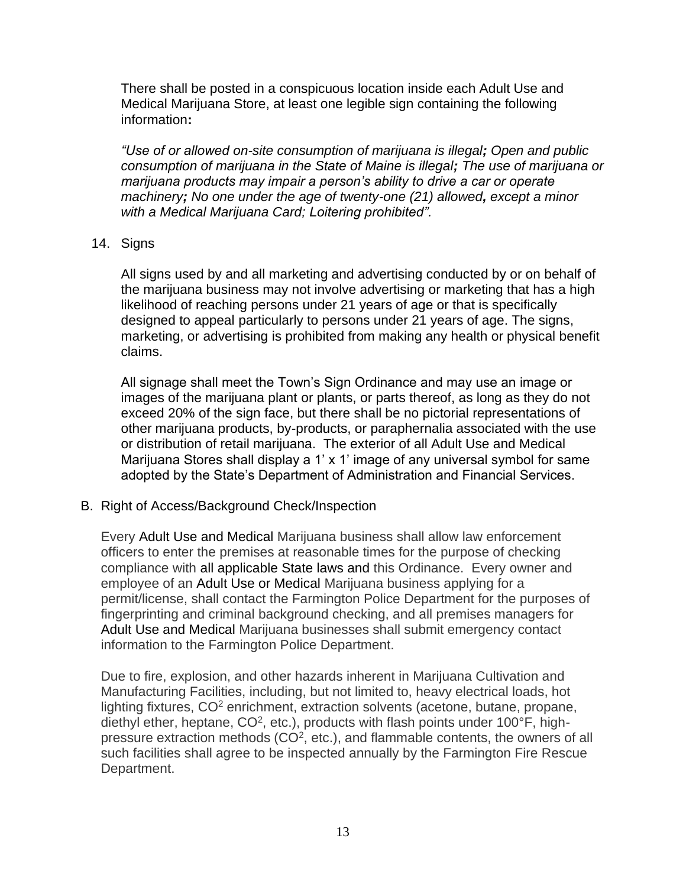There shall be posted in a conspicuous location inside each Adult Use and Medical Marijuana Store, at least one legible sign containing the following information**:**

*"Use of or allowed on-site consumption of marijuana is illegal**;** Open and public consumption of marijuana in the State of Maine is illegal**;** The use of marijuana or marijuana products may impair a person's ability to drive a car or operate machinery**;** No one under the age of twenty-one (21) allowed**,** except a minor with a Medical Marijuana Card; Loitering prohibited".*

14. Signs

All signs used by and all marketing and advertising conducted by or on behalf of the marijuana business may not involve advertising or marketing that has a high likelihood of reaching persons under 21 years of age or that is specifically designed to appeal particularly to persons under 21 years of age. The signs, marketing, or advertising is prohibited from making any health or physical benefit claims.

All signage shall meet the Town's Sign Ordinance and may use an image or images of the marijuana plant or plants, or parts thereof, as long as they do not exceed 20% of the sign face, but there shall be no pictorial representations of other marijuana products, by-products, or paraphernalia associated with the use or distribution of retail marijuana. The exterior of all Adult Use and Medical Marijuana Stores shall display a 1' x 1' image of any universal symbol for same adopted by the State's Department of Administration and Financial Services.

B. Right of Access/Background Check/Inspection

Every Adult Use and Medical Marijuana business shall allow law enforcement officers to enter the premises at reasonable times for the purpose of checking compliance with all applicable State laws and this Ordinance. Every owner and employee of an Adult Use or Medical Marijuana business applying for a permit/license, shall contact the Farmington Police Department for the purposes of fingerprinting and criminal background checking, and all premises managers for Adult Use and Medical Marijuana businesses shall submit emergency contact information to the Farmington Police Department.

Due to fire, explosion, and other hazards inherent in Marijuana Cultivation and Manufacturing Facilities, including, but not limited to, heavy electrical loads, hot lighting fixtures, $CO^2$ enrichment, extraction solvents (acetone, butane, propane, diethyl ether, heptane, $CO^2$, etc.), products with flash points under 100°F, high-pressure extraction methods ($CO^2$, etc.), and flammable contents, the owners of all such facilities shall agree to be inspected annually by the Farmington Fire Rescue Department.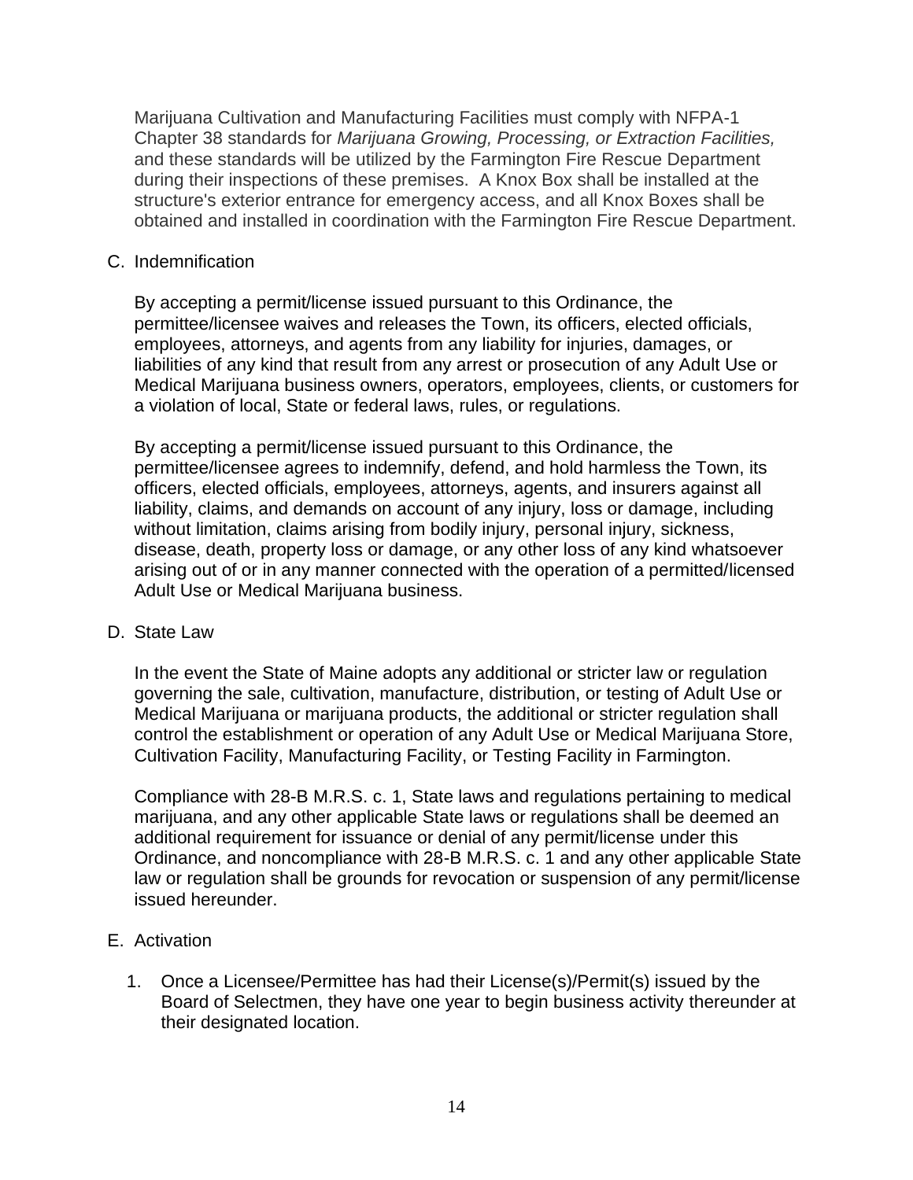Marijuana Cultivation and Manufacturing Facilities must comply with NFPA-1 Chapter 38 standards for *Marijuana Growing, Processing, or Extraction Facilities,* and these standards will be utilized by the Farmington Fire Rescue Department during their inspections of these premises. A Knox Box shall be installed at the structure's exterior entrance for emergency access, and all Knox Boxes shall be obtained and installed in coordination with the Farmington Fire Rescue Department.

C. Indemnification

By accepting a permit/license issued pursuant to this Ordinance, the permittee/licensee waives and releases the Town, its officers, elected officials, employees, attorneys, and agents from any liability for injuries, damages, or liabilities of any kind that result from any arrest or prosecution of any Adult Use or Medical Marijuana business owners, operators, employees, clients, or customers for a violation of local, State or federal laws, rules, or regulations.

By accepting a permit/license issued pursuant to this Ordinance, the permittee/licensee agrees to indemnify, defend, and hold harmless the Town, its officers, elected officials, employees, attorneys, agents, and insurers against all liability, claims, and demands on account of any injury, loss or damage, including without limitation, claims arising from bodily injury, personal injury, sickness, disease, death, property loss or damage, or any other loss of any kind whatsoever arising out of or in any manner connected with the operation of a permitted/licensed Adult Use or Medical Marijuana business.

D. State Law

In the event the State of Maine adopts any additional or stricter law or regulation governing the sale, cultivation, manufacture, distribution, or testing of Adult Use or Medical Marijuana or marijuana products, the additional or stricter regulation shall control the establishment or operation of any Adult Use or Medical Marijuana Store, Cultivation Facility, Manufacturing Facility, or Testing Facility in Farmington.

Compliance with 28-B M.R.S. c. 1, State laws and regulations pertaining to medical marijuana, and any other applicable State laws or regulations shall be deemed an additional requirement for issuance or denial of any permit/license under this Ordinance, and noncompliance with 28-B M.R.S. c. 1 and any other applicable State law or regulation shall be grounds for revocation or suspension of any permit/license issued hereunder.

E. Activation

1. Once a Licensee/Permittee has had their License(s)/Permit(s) issued by the Board of Selectmen, they have one year to begin business activity thereunder at their designated location.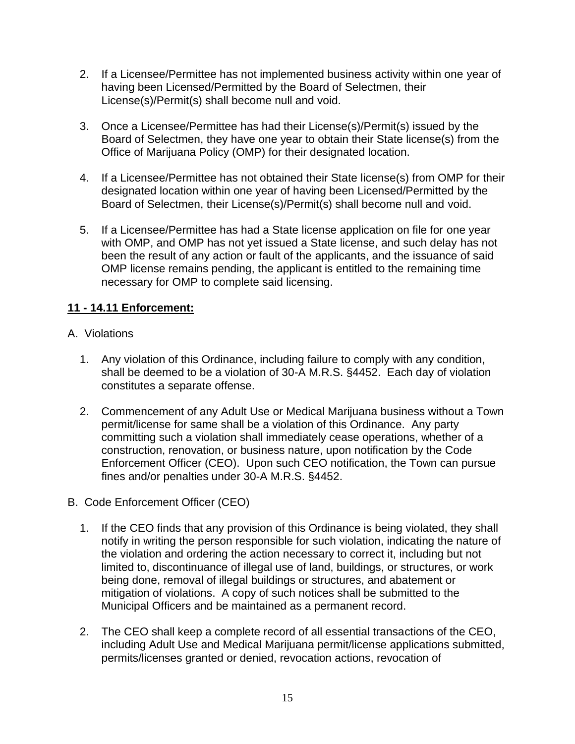2. If a Licensee/Permittee has not implemented business activity within one year of having been Licensed/Permitted by the Board of Selectmen, their License(s)/Permit(s) shall become null and void.

3. Once a Licensee/Permittee has had their License(s)/Permit(s) issued by the Board of Selectmen, they have one year to obtain their State license(s) from the Office of Marijuana Policy (OMP) for their designated location.

4. If a Licensee/Permittee has not obtained their State license(s) from OMP for their designated location within one year of having been Licensed/Permitted by the Board of Selectmen, their License(s)/Permit(s) shall become null and void.

5. If a Licensee/Permittee has had a State license application on file for one year with OMP, and OMP has not yet issued a State license, and such delay has not been the result of any action or fault of the applicants, and the issuance of said OMP license remains pending, the applicant is entitled to the remaining time necessary for OMP to complete said licensing.

## **11 - 14.11 Enforcement:**

A. Violations

1. Any violation of this Ordinance, including failure to comply with any condition, shall be deemed to be a violation of 30-A M.R.S. §4452. Each day of violation constitutes a separate offense.

2. Commencement of any Adult Use or Medical Marijuana business without a Town permit/license for same shall be a violation of this Ordinance. Any party committing such a violation shall immediately cease operations, whether of a construction, renovation, or business nature, upon notification by the Code Enforcement Officer (CEO). Upon such CEO notification, the Town can pursue fines and/or penalties under 30-A M.R.S. §4452.

B. Code Enforcement Officer (CEO)

1. If the CEO finds that any provision of this Ordinance is being violated, they shall notify in writing the person responsible for such violation, indicating the nature of the violation and ordering the action necessary to correct it, including but not limited to, discontinuance of illegal use of land, buildings, or structures, or work being done, removal of illegal buildings or structures, and abatement or mitigation of violations. A copy of such notices shall be submitted to the Municipal Officers and be maintained as a permanent record.

2. The CEO shall keep a complete record of all essential transactions of the CEO, including Adult Use and Medical Marijuana permit/license applications submitted, permits/licenses granted or denied, revocation actions, revocation of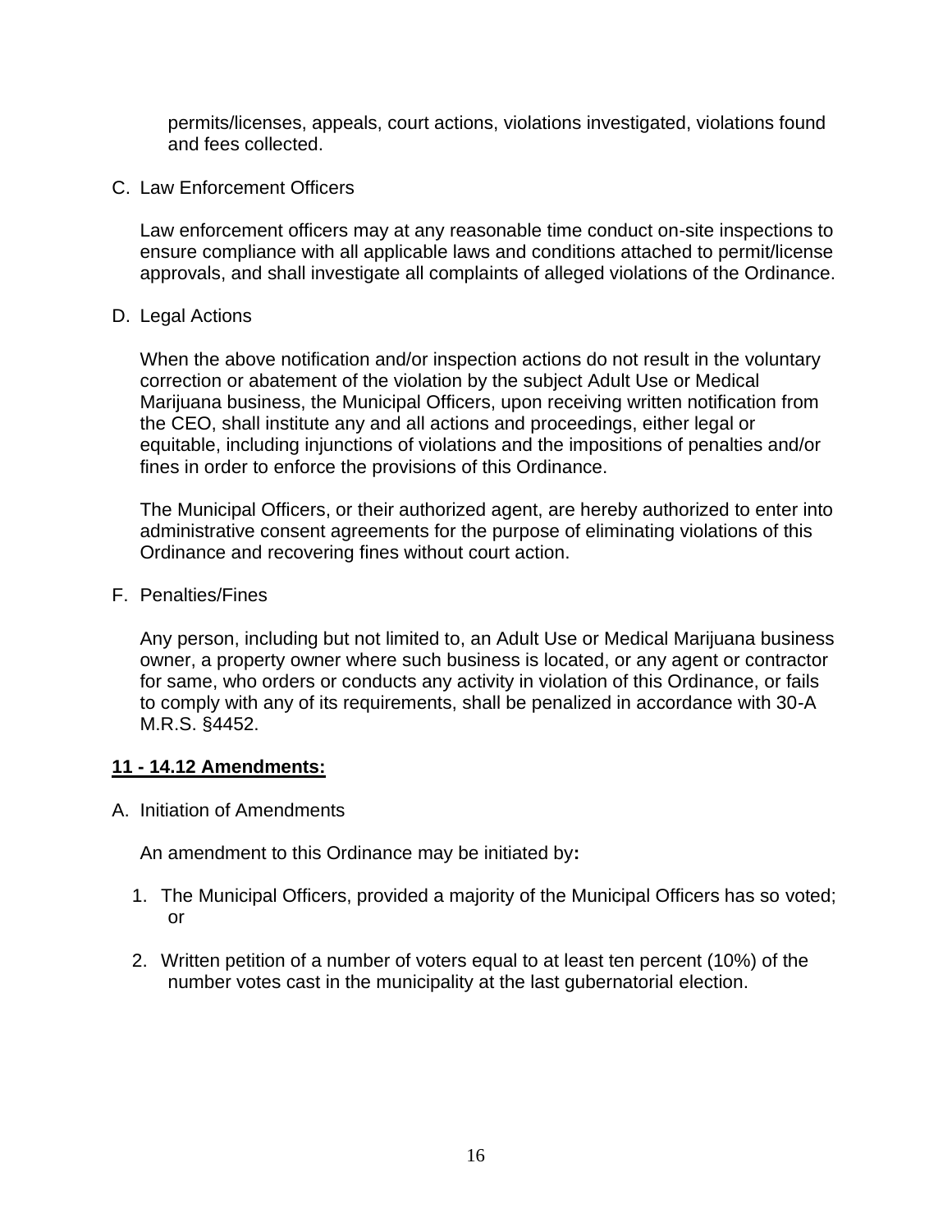permits/licenses, appeals, court actions, violations investigated, violations found and fees collected.

C. Law Enforcement Officers

Law enforcement officers may at any reasonable time conduct on-site inspections to ensure compliance with all applicable laws and conditions attached to permit/license approvals, and shall investigate all complaints of alleged violations of the Ordinance.

D. Legal Actions

When the above notification and/or inspection actions do not result in the voluntary correction or abatement of the violation by the subject Adult Use or Medical Marijuana business, the Municipal Officers, upon receiving written notification from the CEO, shall institute any and all actions and proceedings, either legal or equitable, including injunctions of violations and the impositions of penalties and/or fines in order to enforce the provisions of this Ordinance.

The Municipal Officers, or their authorized agent, are hereby authorized to enter into administrative consent agreements for the purpose of eliminating violations of this Ordinance and recovering fines without court action.

F. Penalties/Fines

Any person, including but not limited to, an Adult Use or Medical Marijuana business owner, a property owner where such business is located, or any agent or contractor for same, who orders or conducts any activity in violation of this Ordinance, or fails to comply with any of its requirements, shall be penalized in accordance with 30-A M.R.S. §4452.

## 11 - 14.12 Amendments:

A. Initiation of Amendments

An amendment to this Ordinance may be initiated by**:**

1. The Municipal Officers, provided a majority of the Municipal Officers has so voted; or
2. Written petition of a number of voters equal to at least ten percent (10%) of the number votes cast in the municipality at the last gubernatorial election.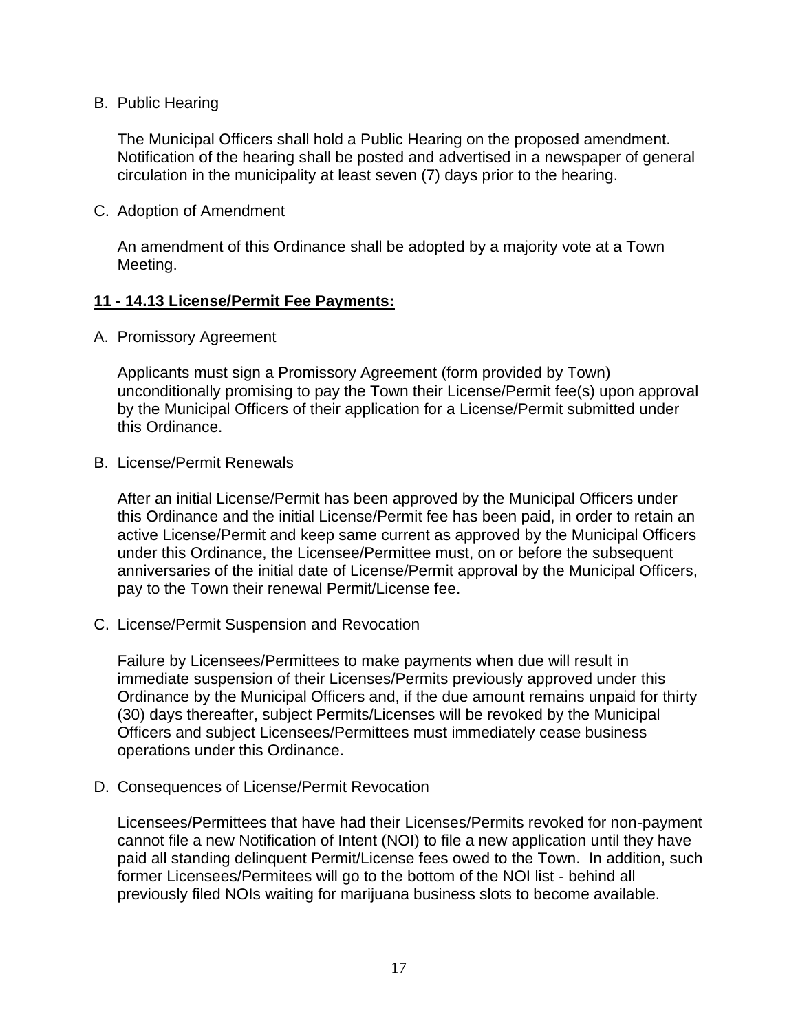B. Public Hearing

The Municipal Officers shall hold a Public Hearing on the proposed amendment. Notification of the hearing shall be posted and advertised in a newspaper of general circulation in the municipality at least seven (7) days prior to the hearing.

C. Adoption of Amendment

An amendment of this Ordinance shall be adopted by a majority vote at a Town Meeting.

## **11 - 14.13 License/Permit Fee Payments:**

A. Promissory Agreement

Applicants must sign a Promissory Agreement (form provided by Town) unconditionally promising to pay the Town their License/Permit fee(s) upon approval by the Municipal Officers of their application for a License/Permit submitted under this Ordinance.

B. License/Permit Renewals

After an initial License/Permit has been approved by the Municipal Officers under this Ordinance and the initial License/Permit fee has been paid, in order to retain an active License/Permit and keep same current as approved by the Municipal Officers under this Ordinance, the Licensee/Permittee must, on or before the subsequent anniversaries of the initial date of License/Permit approval by the Municipal Officers, pay to the Town their renewal Permit/License fee.

C. License/Permit Suspension and Revocation

Failure by Licensees/Permittees to make payments when due will result in immediate suspension of their Licenses/Permits previously approved under this Ordinance by the Municipal Officers and, if the due amount remains unpaid for thirty (30) days thereafter, subject Permits/Licenses will be revoked by the Municipal Officers and subject Licensees/Permittees must immediately cease business operations under this Ordinance.

D. Consequences of License/Permit Revocation

Licensees/Permittees that have had their Licenses/Permits revoked for non-payment cannot file a new Notification of Intent (NOI) to file a new application until they have paid all standing delinquent Permit/License fees owed to the Town. In addition, such former Licensees/Permitees will go to the bottom of the NOI list - behind all previously filed NOIs waiting for marijuana business slots to become available.